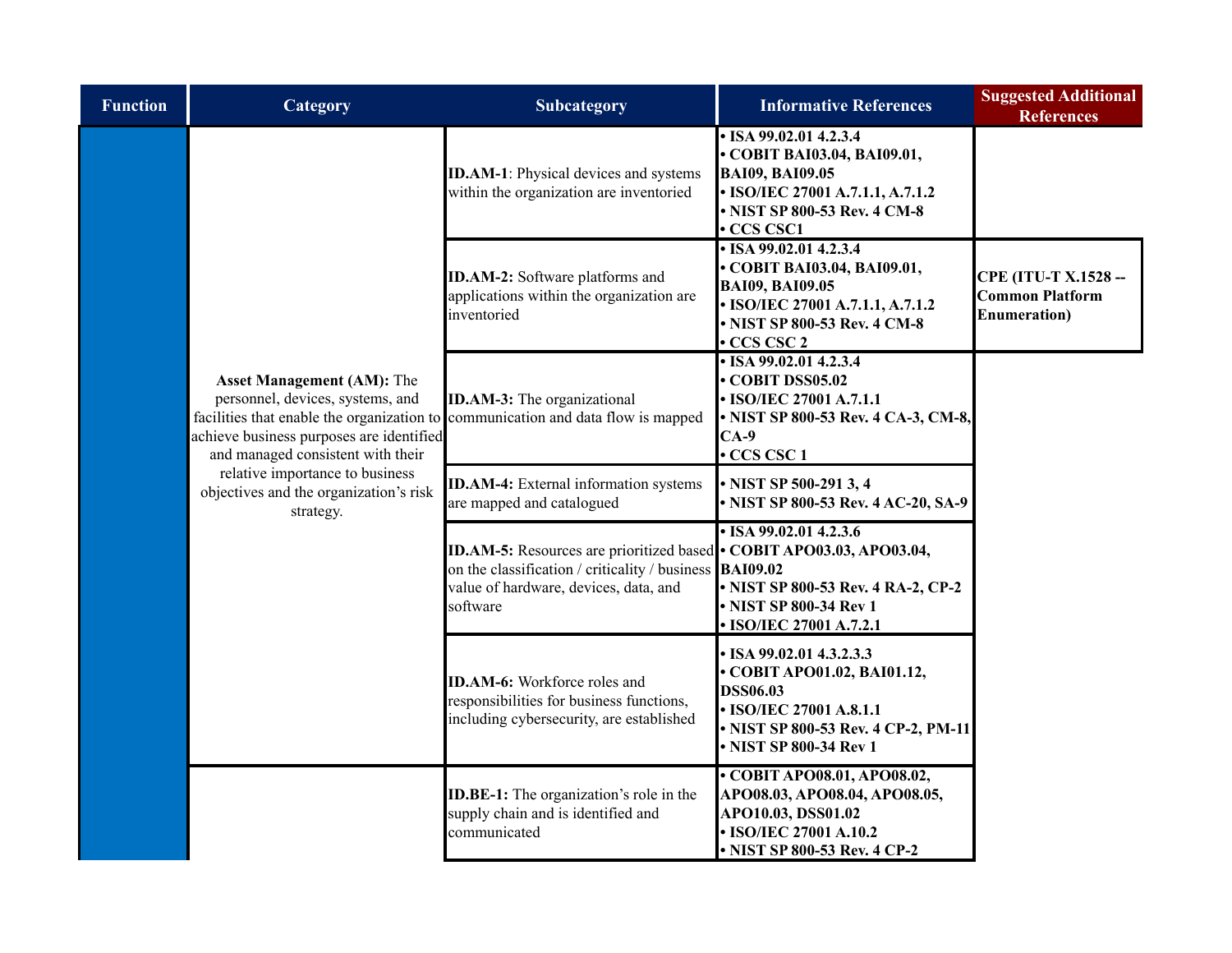| Function | Category | Subcategory | Informative References | Suggested Additional References |
|---|---|---|---|---|
| | **Asset Management (AM):** The personnel, devices, systems, and facilities that enable the organization to achieve business purposes are identified and managed consistent with their relative importance to business objectives and the organization's risk strategy. | **ID.AM-1**: Physical devices and systems within the organization are inventoried | **• ISA 99.02.01 4.2.3.4<br>• COBIT BAI03.04, BAI09.01, BAI09, BAI09.05<br>• ISO/IEC 27001 A.7.1.1, A.7.1.2<br>• NIST SP 800-53 Rev. 4 CM-8<br>• CCS CSC1** | |
| | | **ID.AM-2:** Software platforms and applications within the organization are inventoried | **• ISA 99.02.01 4.2.3.4<br>• COBIT BAI03.04, BAI09.01, BAI09, BAI09.05<br>• ISO/IEC 27001 A.7.1.1, A.7.1.2<br>• NIST SP 800-53 Rev. 4 CM-8<br>• CCS CSC 2** | **CPE (ITU-T X.1528 -- Common Platform Enumeration)** |
| | | **ID.AM-3:** The organizational communication and data flow is mapped | **• ISA 99.02.01 4.2.3.4<br>• COBIT DSS05.02<br>• ISO/IEC 27001 A.7.1.1<br>• NIST SP 800-53 Rev. 4 CA-3, CM-8, CA-9<br>• CCS CSC 1** | |
| | | **ID.AM-4:** External information systems are mapped and catalogued | **• NIST SP 500-291 3, 4<br>• NIST SP 800-53 Rev. 4 AC-20, SA-9** | |
| | | **ID.AM-5:** Resources are prioritized based on the classification / criticality / business value of hardware, devices, data, and software | **• ISA 99.02.01 4.2.3.6<br>• COBIT APO03.03, APO03.04, BAI09.02<br>• NIST SP 800-53 Rev. 4 RA-2, CP-2<br>• NIST SP 800-34 Rev 1<br>• ISO/IEC 27001 A.7.2.1** | |
| | | **ID.AM-6:** Workforce roles and responsibilities for business functions, including cybersecurity, are established | **• ISA 99.02.01 4.3.2.3.3<br>• COBIT APO01.02, BAI01.12, DSS06.03<br>• ISO/IEC 27001 A.8.1.1<br>• NIST SP 800-53 Rev. 4 CP-2, PM-11<br>• NIST SP 800-34 Rev 1** | |
| | | **ID.BE-1:** The organization's role in the supply chain and is identified and communicated | **• COBIT APO08.01, APO08.02, APO08.03, APO08.04, APO08.05, APO10.03, DSS01.02<br>• ISO/IEC 27001 A.10.2<br>• NIST SP 800-53 Rev. 4 CP-2** | |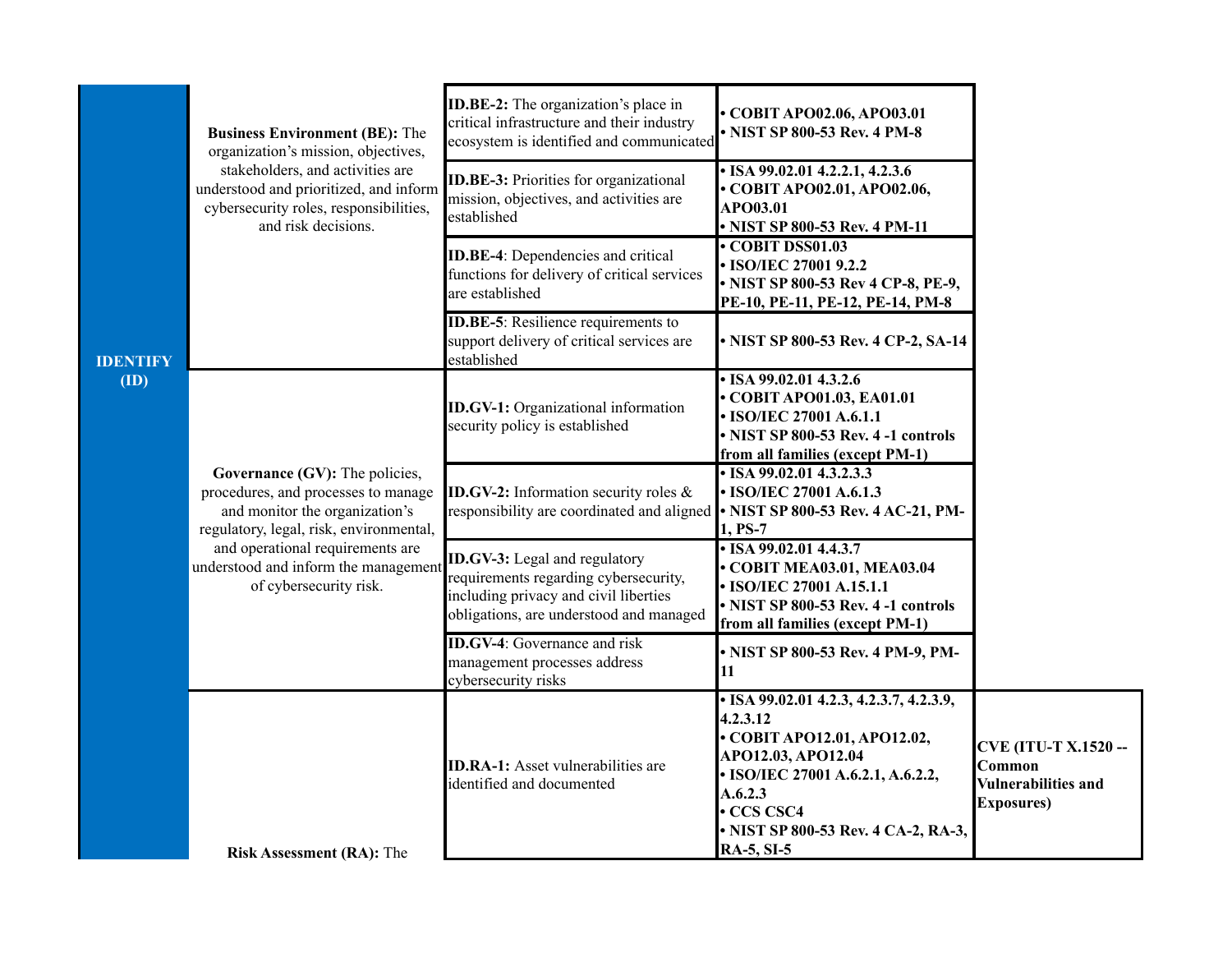| Function | Category | Subcategory | Informative References | |
|---|---|---|---|---|
| **IDENTIFY (ID)** | **Business Environment (BE):** The organization's mission, objectives, stakeholders, and activities are understood and prioritized, and inform cybersecurity roles, responsibilities, and risk decisions. | **ID.BE-2:** The organization's place in critical infrastructure and their industry ecosystem is identified and communicated | **• COBIT APO02.06, APO03.01**<br>**• NIST SP 800-53 Rev. 4 PM-8** | |
| | | **ID.BE-3:** Priorities for organizational mission, objectives, and activities are established | **• ISA 99.02.01 4.2.2.1, 4.2.3.6**<br>**• COBIT APO02.01, APO02.06, APO03.01**<br>**• NIST SP 800-53 Rev. 4 PM-11** | |
| | | **ID.BE-4**: Dependencies and critical functions for delivery of critical services are established | **• COBIT DSS01.03**<br>**• ISO/IEC 27001 9.2.2**<br>**• NIST SP 800-53 Rev 4 CP-8, PE-9, PE-10, PE-11, PE-12, PE-14, PM-8** | |
| | | **ID.BE-5**: Resilience requirements to support delivery of critical services are established | **• NIST SP 800-53 Rev. 4 CP-2, SA-14** | |
| | **Governance (GV):** The policies, procedures, and processes to manage and monitor the organization's regulatory, legal, risk, environmental, and operational requirements are understood and inform the management of cybersecurity risk. | **ID.GV-1:** Organizational information security policy is established | **• ISA 99.02.01 4.3.2.6**<br>**• COBIT APO01.03, EA01.01**<br>**• ISO/IEC 27001 A.6.1.1**<br>**• NIST SP 800-53 Rev. 4 -1 controls from all families (except PM-1)** | |
| | | **ID.GV-2:** Information security roles & responsibility are coordinated and aligned | **• ISA 99.02.01 4.3.2.3.3**<br>**• ISO/IEC 27001 A.6.1.3**<br>**• NIST SP 800-53 Rev. 4 AC-21, PM-1, PS-7** | |
| | | **ID.GV-3:** Legal and regulatory requirements regarding cybersecurity, including privacy and civil liberties obligations, are understood and managed | **• ISA 99.02.01 4.4.3.7**<br>**• COBIT MEA03.01, MEA03.04**<br>**• ISO/IEC 27001 A.15.1.1**<br>**• NIST SP 800-53 Rev. 4 -1 controls from all families (except PM-1)** | |
| | | **ID.GV-4**: Governance and risk management processes address cybersecurity risks | **• NIST SP 800-53 Rev. 4 PM-9, PM-11** | |
| | **Risk Assessment (RA):** The | **ID.RA-1:** Asset vulnerabilities are identified and documented | **• ISA 99.02.01 4.2.3, 4.2.3.7, 4.2.3.9, 4.2.3.12**<br>**• COBIT APO12.01, APO12.02, APO12.03, APO12.04**<br>**• ISO/IEC 27001 A.6.2.1, A.6.2.2, A.6.2.3**<br>**• CCS CSC4**<br>**• NIST SP 800-53 Rev. 4 CA-2, RA-3, RA-5, SI-5** | **CVE (ITU-T X.1520 -- Common Vulnerabilities and Exposures)** |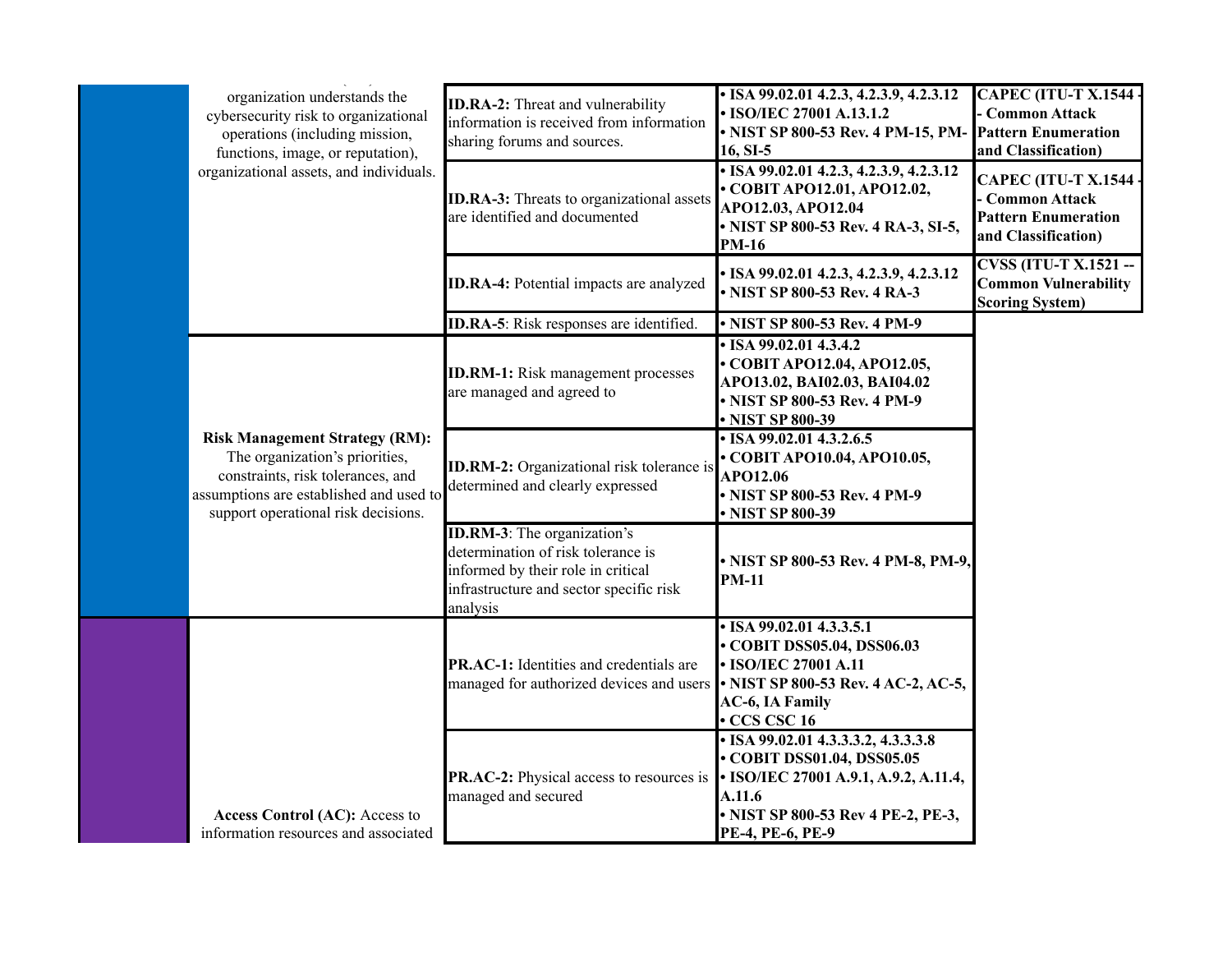| Function | Category | Subcategory | Informative References | |
|---|---|---|---|---|
| | organization understands the cybersecurity risk to organizational operations (including mission, functions, image, or reputation), organizational assets, and individuals. | **ID.RA-2:** Threat and vulnerability information is received from information sharing forums and sources. | **• ISA 99.02.01 4.2.3, 4.2.3.9, 4.2.12<br>• ISO/IEC 27001 A.13.1.2<br>• NIST SP 800-53 Rev. 4 PM-15, PM-16, SI-5** | **CAPEC (ITU-T X.1544 - Common Attack Pattern Enumeration and Classification)** |
| | | **ID.RA-3:** Threats to organizational assets are identified and documented | **• ISA 99.02.01 4.2.3, 4.2.3.9, 4.2.3.12<br>• COBIT APO12.01, APO12.02, APO12.03, APO12.04<br>• NIST SP 800-53 Rev. 4 RA-3, SI-5, PM-16** | **CAPEC (ITU-T X.1544 - Common Attack Pattern Enumeration and Classification)** |
| | | **ID.RA-4:** Potential impacts are analyzed | **• ISA 99.02.01 4.2.3, 4.2.3.9, 4.2.3.12<br>• NIST SP 800-53 Rev. 4 RA-3** | **CVSS (ITU-T X.1521 -- Common Vulnerability Scoring System)** |
| | | **ID.RA-5**: Risk responses are identified. | **• NIST SP 800-53 Rev. 4 PM-9** | |
| | **Risk Management Strategy (RM):** The organization's priorities, constraints, risk tolerances, and assumptions are established and used to support operational risk decisions. | **ID.RM-1:** Risk management processes are managed and agreed to | **• ISA 99.02.01 4.3.4.2<br>• COBIT APO12.04, APO12.05, APO13.02, BAI02.03, BAI04.02<br>• NIST SP 800-53 Rev. 4 PM-9<br>• NIST SP 800-39** | |
| | | **ID.RM-2:** Organizational risk tolerance is determined and clearly expressed | **• ISA 99.02.01 4.3.2.6.5<br>• COBIT APO10.04, APO10.05, APO12.06<br>• NIST SP 800-53 Rev. 4 PM-9<br>• NIST SP 800-39** | |
| | | **ID.RM-3**: The organization's determination of risk tolerance is informed by their role in critical infrastructure and sector specific risk analysis | **• NIST SP 800-53 Rev. 4 PM-8, PM-9, PM-11** | |
| | **Access Control (AC):** Access to information resources and associated | **PR.AC-1:** Identities and credentials are managed for authorized devices and users | **• ISA 99.02.01 4.3.3.5.1<br>• COBIT DSS05.04, DSS06.03<br>• ISO/IEC 27001 A.11<br>• NIST SP 800-53 Rev. 4 AC-2, AC-5, AC-6, IA Family<br>• CCS CSC 16** | |
| | | **PR.AC-2:** Physical access to resources is managed and secured | **• ISA 99.02.01 4.3.3.3.2, 4.3.3.3.8<br>• COBIT DSS01.04, DSS05.05<br>• ISO/IEC 27001 A.9.1, A.9.2, A.11.4, A.11.6<br>• NIST SP 800-53 Rev 4 PE-2, PE-3, PE-4, PE-6, PE-9** | |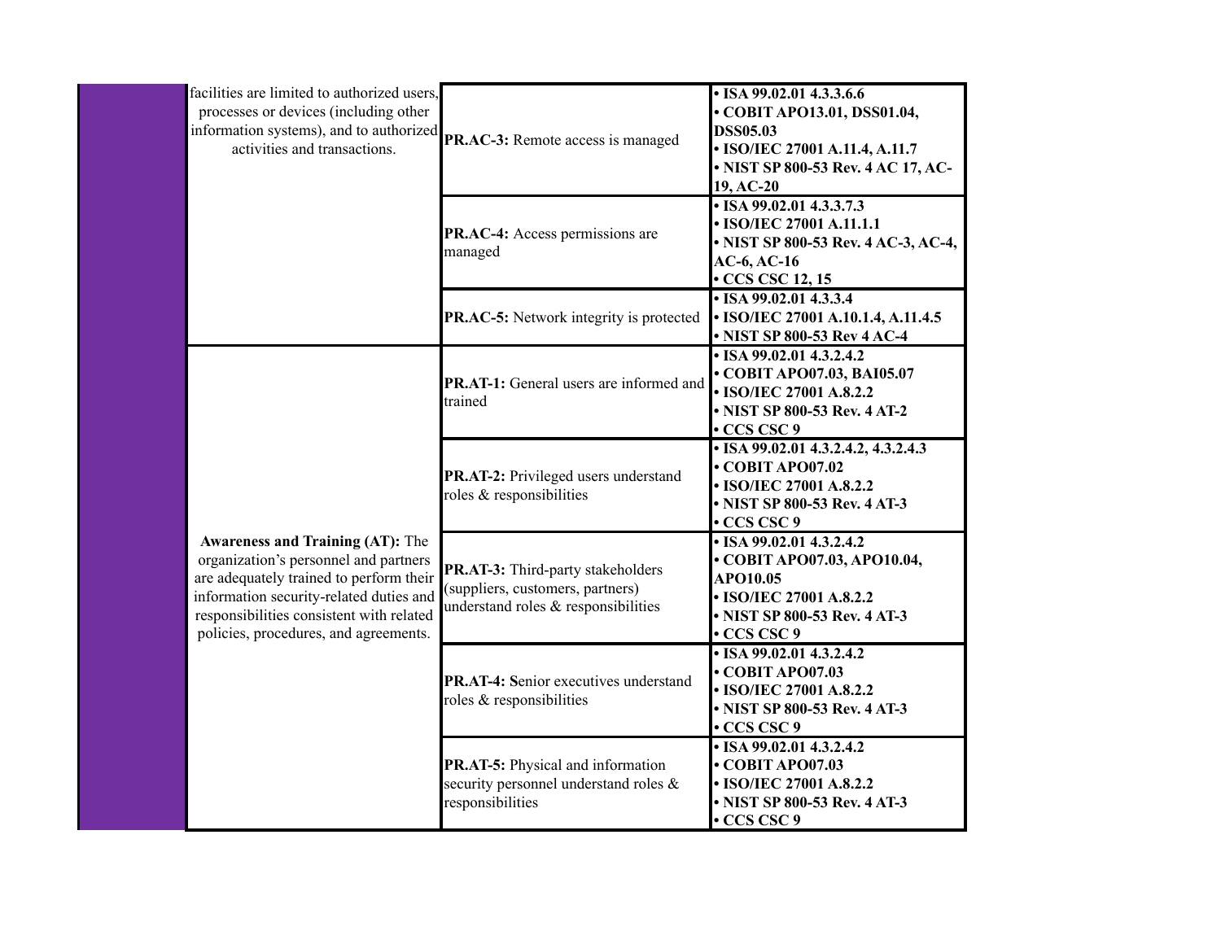| | | | |
|---|---|---|---|
| | facilities are limited to authorized users, processes or devices (including other information systems), and to authorized activities and transactions. | **PR.AC-3:** Remote access is managed | **• ISA 99.02.01 4.3.3.6.6**<br>**• COBIT APO13.01, DSS01.04, DSS05.03**<br>**• ISO/IEC 27001 A.11.4, A.11.7**<br>**• NIST SP 800-53 Rev. 4 AC 17, AC-19, AC-20** |
| | | **PR.AC-4:** Access permissions are managed | **• ISA 99.02.01 4.3.3.7.3**<br>**• ISO/IEC 27001 A.11.1.1**<br>**• NIST SP 800-53 Rev. 4 AC-3, AC-4, AC-6, AC-16**<br>**• CCS CSC 12, 15** |
| | | **PR.AC-5:** Network integrity is protected | **• ISA 99.02.01 4.3.3.4**<br>**• ISO/IEC 27001 A.10.1.4, A.11.4.5**<br>**• NIST SP 800-53 Rev 4 AC-4** |
| | **Awareness and Training (AT):** The organization's personnel and partners are adequately trained to perform their information security-related duties and responsibilities consistent with related policies, procedures, and agreements. | **PR.AT-1:** General users are informed and trained | **• ISA 99.02.01 4.3.2.4.2**<br>**• COBIT APO07.03, BAI05.07**<br>**• ISO/IEC 27001 A.8.2.2**<br>**• NIST SP 800-53 Rev. 4 AT-2**<br>**• CCS CSC 9** |
| | | **PR.AT-2:** Privileged users understand roles & responsibilities | **• ISA 99.02.01 4.3.2.4.2, 4.3.2.4.3**<br>**• COBIT APO07.02**<br>**• ISO/IEC 27001 A.8.2.2**<br>**• NIST SP 800-53 Rev. 4 AT-3**<br>**• CCS CSC 9** |
| | | **PR.AT-3:** Third-party stakeholders (suppliers, customers, partners) understand roles & responsibilities | **• ISA 99.02.01 4.3.2.4.2**<br>**• COBIT APO07.03, APO10.04, APO10.05**<br>**• ISO/IEC 27001 A.8.2.2**<br>**• NIST SP 800-53 Rev. 4 AT-3**<br>**• CCS CSC 9** |
| | | **PR.AT-4: S**enior executives understand roles & responsibilities | **• ISA 99.02.01 4.3.2.4.2**<br>**• COBIT APO07.03**<br>**• ISO/IEC 27001 A.8.2.2**<br>**• NIST SP 800-53 Rev. 4 AT-3**<br>**• CCS CSC 9** |
| | | **PR.AT-5:** Physical and information security personnel understand roles & responsibilities | **• ISA 99.02.01 4.3.2.4.2**<br>**• COBIT APO07.03**<br>**• ISO/IEC 27001 A.8.2.2**<br>**• NIST SP 800-53 Rev. 4 AT-3**<br>**• CCS CSC 9** |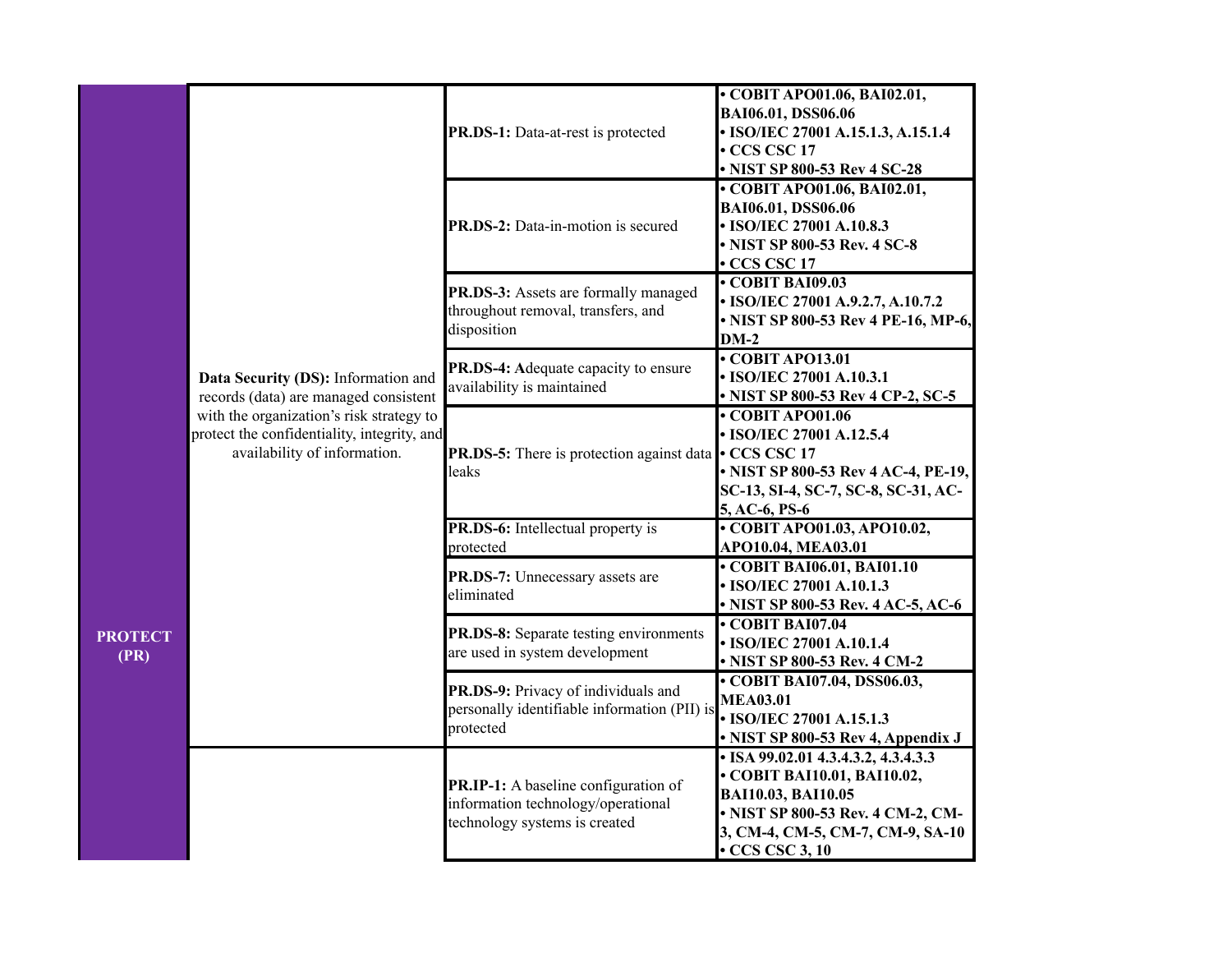| Function | Category | Subcategory | Informative References |
|---|---|---|---|
| **PROTECT (PR)** | **Data Security (DS):** Information and records (data) are managed consistent with the organization's risk strategy to protect the confidentiality, integrity, and availability of information. | **PR.DS-1:** Data-at-rest is protected | **• COBIT APO01.06, BAI02.01, BAI06.01, DSS06.06<br>• ISO/IEC 27001 A.15.1.3, A.15.1.4<br>• CCS CSC 17<br>• NIST SP 800-53 Rev 4 SC-28** |
| | | **PR.DS-2:** Data-in-motion is secured | **• COBIT APO01.06, BAI02.01, BAI06.01, DSS06.06<br>• ISO/IEC 27001 A.10.8.3<br>• NIST SP 800-53 Rev. 4 SC-8<br>• CCS CSC 17** |
| | | **PR.DS-3:** Assets are formally managed throughout removal, transfers, and disposition | **• COBIT BAI09.03<br>• ISO/IEC 27001 A.9.2.7, A.10.7.2<br>• NIST SP 800-53 Rev 4 PE-16, MP-6, DM-2** |
| | | **PR.DS-4: A**dequate capacity to ensure availability is maintained | **• COBIT APO13.01<br>• ISO/IEC 27001 A.10.3.1<br>• NIST SP 800-53 Rev 4 CP-2, SC-5** |
| | | **PR.DS-5:** There is protection against data leaks | **• COBIT APO01.06<br>• ISO/IEC 27001 A.12.5.4<br>• CCS CSC 17<br>• NIST SP 800-53 Rev 4 AC-4, PE-19, SC-13, SI-4, SC-7, SC-8, SC-31, AC-5, AC-6, PS-6** |
| | | **PR.DS-6:** Intellectual property is protected | **• COBIT APO01.03, APO10.02, APO10.04, MEA03.01** |
| | | **PR.DS-7:** Unnecessary assets are eliminated | **• COBIT BAI06.01, BAI01.10<br>• ISO/IEC 27001 A.10.1.3<br>• NIST SP 800-53 Rev. 4 AC-5, AC-6** |
| | | **PR.DS-8:** Separate testing environments are used in system development | **• COBIT BAI07.04<br>• ISO/IEC 27001 A.10.1.4<br>• NIST SP 800-53 Rev. 4 CM-2** |
| | | **PR.DS-9:** Privacy of individuals and personally identifiable information (PII) is protected | **• COBIT BAI07.04, DSS06.03, MEA03.01<br>• ISO/IEC 27001 A.15.1.3<br>• NIST SP 800-53 Rev 4, Appendix J** |
| | | **PR.IP-1:** A baseline configuration of information technology/operational technology systems is created | **• ISA 99.02.01 4.3.4.3.2, 4.3.4.3.3<br>• COBIT BAI10.01, BAI10.02, BAI10.03, BAI10.05<br>• NIST SP 800-53 Rev. 4 CM-2, CM-3, CM-4, CM-5, CM-7, CM-9, SA-10<br>• CCS CSC 3, 10** |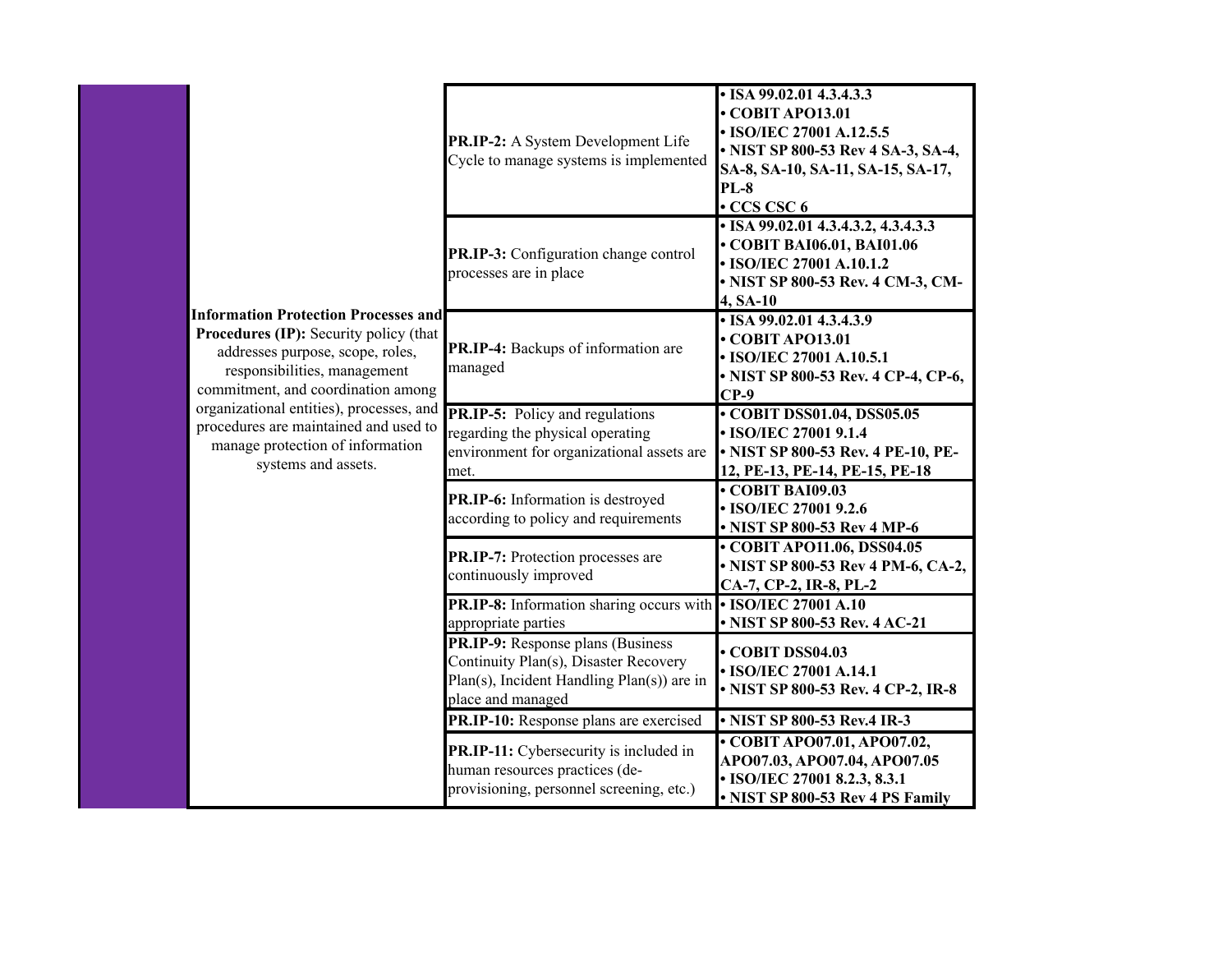| | | | |
|---|---|---|---|
| | **Information Protection Processes and Procedures (IP):** Security policy (that addresses purpose, scope, roles, responsibilities, management commitment, and coordination among organizational entities), processes, and procedures are maintained and used to manage protection of information systems and assets. | **PR.IP-2:** A System Development Life Cycle to manage systems is implemented | **• ISA 99.02.01 4.3.4.3.3**<br>**• COBIT APO13.01**<br>**• ISO/IEC 27001 A.12.5.5**<br>**• NIST SP 800-53 Rev 4 SA-3, SA-4, SA-8, SA-10, SA-11, SA-15, SA-17, PL-8**<br>**• CCS CSC 6** |
| | | **PR.IP-3:** Configuration change control processes are in place | **• ISA 99.02.01 4.3.4.3.2, 4.3.4.3.3**<br>**• COBIT BAI06.01, BAI01.06**<br>**• ISO/IEC 27001 A.10.1.2**<br>**• NIST SP 800-53 Rev. 4 CM-3, CM-4, SA-10** |
| | | **PR.IP-4:** Backups of information are managed | **• ISA 99.02.01 4.3.4.3.9**<br>**• COBIT APO13.01**<br>**• ISO/IEC 27001 A.10.5.1**<br>**• NIST SP 800-53 Rev. 4 CP-4, CP-6, CP-9** |
| | | **PR.IP-5:** Policy and regulations regarding the physical operating environment for organizational assets are met. | **• COBIT DSS01.04, DSS05.05**<br>**• ISO/IEC 27001 9.1.4**<br>**• NIST SP 800-53 Rev. 4 PE-10, PE-12, PE-13, PE-14, PE-15, PE-18** |
| | | **PR.IP-6:** Information is destroyed according to policy and requirements | **• COBIT BAI09.03**<br>**• ISO/IEC 27001 9.2.6**<br>**• NIST SP 800-53 Rev 4 MP-6** |
| | | **PR.IP-7:** Protection processes are continuously improved | **• COBIT APO11.06, DSS04.05**<br>**• NIST SP 800-53 Rev 4 PM-6, CA-2, CA-7, CP-2, IR-8, PL-2** |
| | | **PR.IP-8:** Information sharing occurs with appropriate parties | **• ISO/IEC 27001 A.10**<br>**• NIST SP 800-53 Rev. 4 AC-21** |
| | | **PR.IP-9:** Response plans (Business Continuity Plan(s), Disaster Recovery Plan(s), Incident Handling Plan(s)) are in place and managed | **• COBIT DSS04.03**<br>**• ISO/IEC 27001 A.14.1**<br>**• NIST SP 800-53 Rev. 4 CP-2, IR-8** |
| | | **PR.IP-10:** Response plans are exercised | **• NIST SP 800-53 Rev.4 IR-3** |
| | | **PR.IP-11:** Cybersecurity is included in human resources practices (de-provisioning, personnel screening, etc.) | **• COBIT APO07.01, APO07.02, APO07.03, APO07.04, APO07.05**<br>**• ISO/IEC 27001 8.2.3, 8.3.1**<br>**• NIST SP 800-53 Rev 4 PS Family** |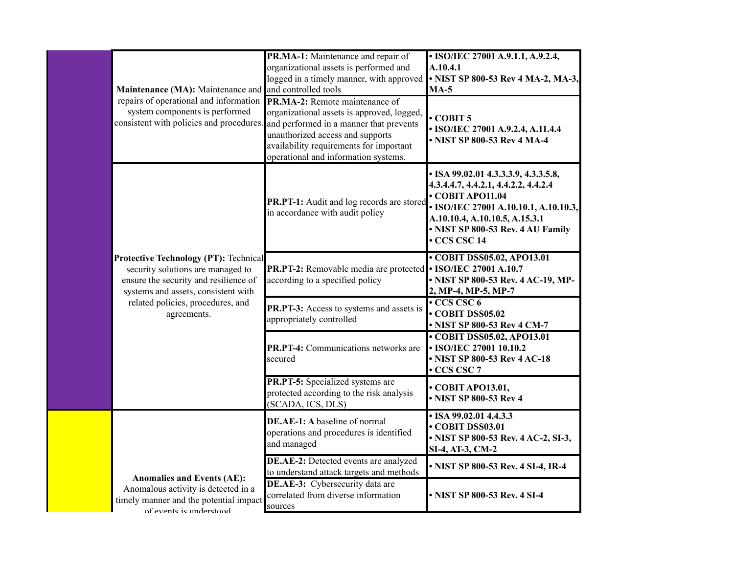| | | | |
|---|---|---|---|
| | **Maintenance (MA):** Maintenance and repairs of operational and information system components is performed consistent with policies and procedures. | **PR.MA-1:** Maintenance and repair of organizational assets is performed and logged in a timely manner, with approved and controlled tools | • **ISO/IEC 27001 A.9.1.1, A.9.2.4, A.10.4.1**<br>• **NIST SP 800-53 Rev 4 MA-2, MA-3, MA-5** |
| | | **PR.MA-2:** Remote maintenance of organizational assets is approved, logged, and performed in a manner that prevents unauthorized access and supports availability requirements for important operational and information systems. | • **COBIT 5**<br>• **ISO/IEC 27001 A.9.2.4, A.11.4.4**<br>• **NIST SP 800-53 Rev 4 MA-4** |
| | **Protective Technology (PT):** Technical security solutions are managed to ensure the security and resilience of systems and assets, consistent with related policies, procedures, and agreements. | **PR.PT-1:** Audit and log records are stored in accordance with audit policy | • **ISA 99.02.01 4.3.3.3.9, 4.3.3.5.8, 4.3.4.4.7, 4.4.2.1, 4.4.2.2, 4.4.2.4**<br>• **COBIT APO11.04**<br>• **ISO/IEC 27001 A.10.10.1, A.10.10.3, A.10.10.4, A.10.10.5, A.15.3.1**<br>• **NIST SP 800-53 Rev. 4 AU Family**<br>• **CCS CSC 14** |
| | | **PR.PT-2:** Removable media are protected according to a specified policy | • **COBIT DSS05.02, APO13.01**<br>• **ISO/IEC 27001 A.10.7**<br>• **NIST SP 800-53 Rev. 4 AC-19, MP-2, MP-4, MP-5, MP-7** |
| | | **PR.PT-3:** Access to systems and assets is appropriately controlled | • **CCS CSC 6**<br>• **COBIT DSS05.02**<br>• **NIST SP 800-53 Rev 4 CM-7** |
| | | **PR.PT-4:** Communications networks are secured | • **COBIT DSS05.02, APO13.01**<br>• **ISO/IEC 27001 10.10.2**<br>• **NIST SP 800-53 Rev 4 AC-18**<br>• **CCS CSC 7** |
| | | **PR.PT-5:** Specialized systems are protected according to the risk analysis (SCADA, ICS, DLS) | • **COBIT APO13.01,**<br>• **NIST SP 800-53 Rev 4** |
| | **Anomalies and Events (AE):** Anomalous activity is detected in a timely manner and the potential impact of events is understood | **DE.AE-1: A** baseline of normal operations and procedures is identified and managed | • **ISA 99.02.01 4.4.3.3**<br>• **COBIT DSS03.01**<br>• **NIST SP 800-53 Rev. 4 AC-2, SI-3, SI-4, AT-3, CM-2** |
| | | **DE.AE-2:** Detected events are analyzed to understand attack targets and methods | • **NIST SP 800-53 Rev. 4 SI-4, IR-4** |
| | | **DE.AE-3:** Cybersecurity data are correlated from diverse information sources | • **NIST SP 800-53 Rev. 4 SI-4** |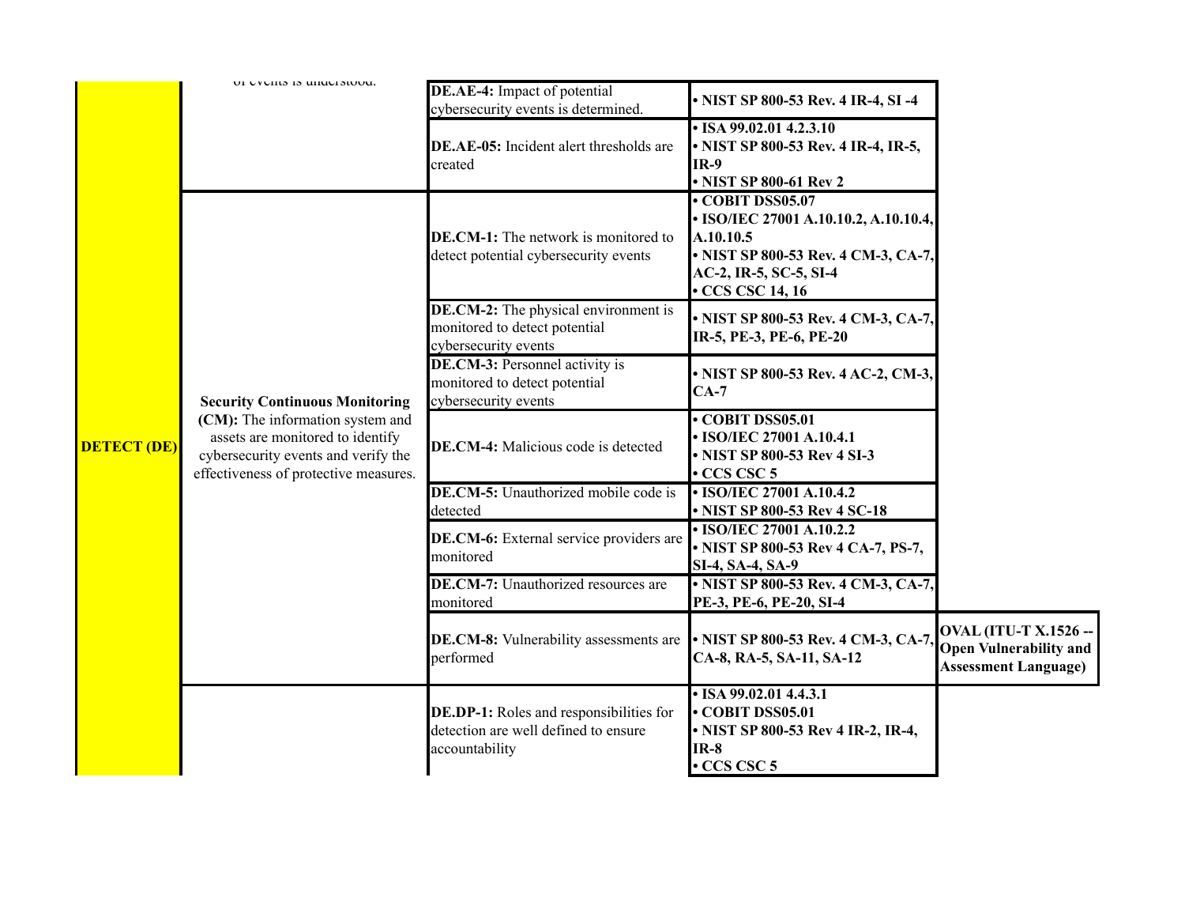| | | | | |
|---|---|---|---|---|
| DETECT (DE) | of events is understood. | **DE.AE-4:** Impact of potential cybersecurity events is determined. | **• NIST SP 800-53 Rev. 4 IR-4, SI -4** | |
| | | **DE.AE-05:** Incident alert thresholds are created | **• ISA 99.02.01 4.2.3.10<br>• NIST SP 800-53 Rev. 4 IR-4, IR-5, IR-9<br>• NIST SP 800-61 Rev 2** | |
| | **Security Continuous Monitoring (CM):** The information system and assets are monitored to identify cybersecurity events and verify the effectiveness of protective measures. | **DE.CM-1:** The network is monitored to detect potential cybersecurity events | **• COBIT DSS05.07<br>• ISO/IEC 27001 A.10.10.2, A.10.10.4, A.10.10.5<br>• NIST SP 800-53 Rev. 4 CM-3, CA-7, AC-2, IR-5, SC-5, SI-4<br>• CCS CSC 14, 16** | |
| | | **DE.CM-2:** The physical environment is monitored to detect potential cybersecurity events | **• NIST SP 800-53 Rev. 4 CM-3, CA-7, IR-5, PE-3, PE-6, PE-20** | |
| | | **DE.CM-3:** Personnel activity is monitored to detect potential cybersecurity events | **• NIST SP 800-53 Rev. 4 AC-2, CM-3, CA-7** | |
| | | **DE.CM-4:** Malicious code is detected | **• COBIT DSS05.01<br>• ISO/IEC 27001 A.10.4.1<br>• NIST SP 800-53 Rev 4 SI-3<br>• CCS CSC 5** | |
| | | **DE.CM-5:** Unauthorized mobile code is detected | **• ISO/IEC 27001 A.10.4.2<br>• NIST SP 800-53 Rev 4 SC-18** | |
| | | **DE.CM-6:** External service providers are monitored | **• ISO/IEC 27001 A.10.2.2<br>• NIST SP 800-53 Rev 4 CA-7, PS-7, SI-4, SA-4, SA-9** | |
| | | **DE.CM-7:** Unauthorized resources are monitored | **• NIST SP 800-53 Rev. 4 CM-3, CA-7, PE-3, PE-6, PE-20, SI-4** | |
| | | **DE.CM-8:** Vulnerability assessments are performed | **• NIST SP 800-53 Rev. 4 CM-3, CA-7, CA-8, RA-5, SA-11, SA-12** | **OVAL (ITU-T X.1526 -- Open Vulnerability and Assessment Language)** |
| | | **DE.DP-1:** Roles and responsibilities for detection are well defined to ensure accountability | **• ISA 99.02.01 4.4.3.1<br>• COBIT DSS05.01<br>• NIST SP 800-53 Rev 4 IR-2, IR-4, IR-8<br>• CCS CSC 5** | |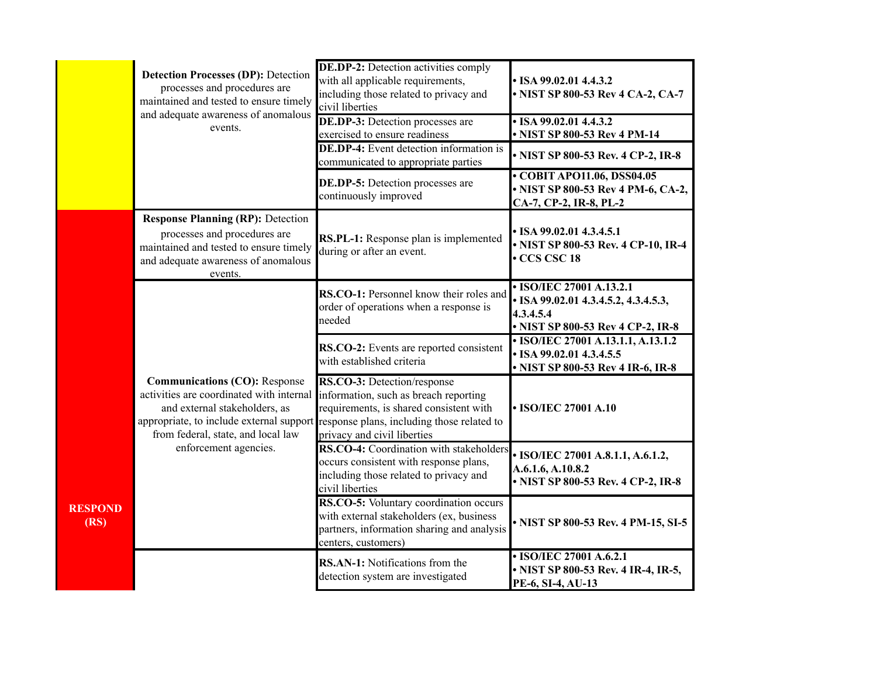| | | | |
|---|---|---|---|
| | **Detection Processes (DP):** Detection processes and procedures are maintained and tested to ensure timely and adequate awareness of anomalous events. | **DE.DP-2:** Detection activities comply with all applicable requirements, including those related to privacy and civil liberties | • ISA 99.02.01 4.4.3.2<br>• NIST SP 800-53 Rev 4 CA-2, CA-7 |
| | | **DE.DP-3:** Detection processes are exercised to ensure readiness | • ISA 99.02.01 4.4.3.2<br>• NIST SP 800-53 Rev 4 PM-14 |
| | | **DE.DP-4:** Event detection information is communicated to appropriate parties | • NIST SP 800-53 Rev. 4 CP-2, IR-8 |
| | | **DE.DP-5:** Detection processes are continuously improved | • COBIT APO11.06, DSS04.05<br>• NIST SP 800-53 Rev 4 PM-6, CA-2, CA-7, CP-2, IR-8, PL-2 |
| **RESPOND (RS)** | **Response Planning (RP):** Detection processes and procedures are maintained and tested to ensure timely and adequate awareness of anomalous events. | **RS.PL-1:** Response plan is implemented during or after an event. | • ISA 99.02.01 4.3.4.5.1<br>• NIST SP 800-53 Rev. 4 CP-10, IR-4<br>• CCS CSC 18 |
| | **Communications (CO):** Response activities are coordinated with internal and external stakeholders, as appropriate, to include external support from federal, state, and local law enforcement agencies. | **RS.CO-1:** Personnel know their roles and order of operations when a response is needed | • ISO/IEC 27001 A.13.2.1<br>• ISA 99.02.01 4.3.4.5.2, 4.3.4.5.3, 4.3.4.5.4<br>• NIST SP 800-53 Rev 4 CP-2, IR-8 |
| | | **RS.CO-2:** Events are reported consistent with established criteria | • ISO/IEC 27001 A.13.1.1, A.13.1.2<br>• ISA 99.02.01 4.3.4.5.5<br>• NIST SP 800-53 Rev 4 IR-6, IR-8 |
| | | **RS.CO-3:** Detection/response information, such as breach reporting requirements, is shared consistent with response plans, including those related to privacy and civil liberties | • ISO/IEC 27001 A.10 |
| | | **RS.CO-4:** Coordination with stakeholders occurs consistent with response plans, including those related to privacy and civil liberties | • ISO/IEC 27001 A.8.1.1, A.6.1.2, A.6.1.6, A.10.8.2<br>• NIST SP 800-53 Rev. 4 CP-2, IR-8 |
| | | **RS.CO-5:** Voluntary coordination occurs with external stakeholders (ex, business partners, information sharing and analysis centers, customers) | • NIST SP 800-53 Rev. 4 PM-15, SI-5 |
| | | **RS.AN-1:** Notifications from the detection system are investigated | • ISO/IEC 27001 A.6.2.1<br>• NIST SP 800-53 Rev. 4 IR-4, IR-5, PE-6, SI-4, AU-13 |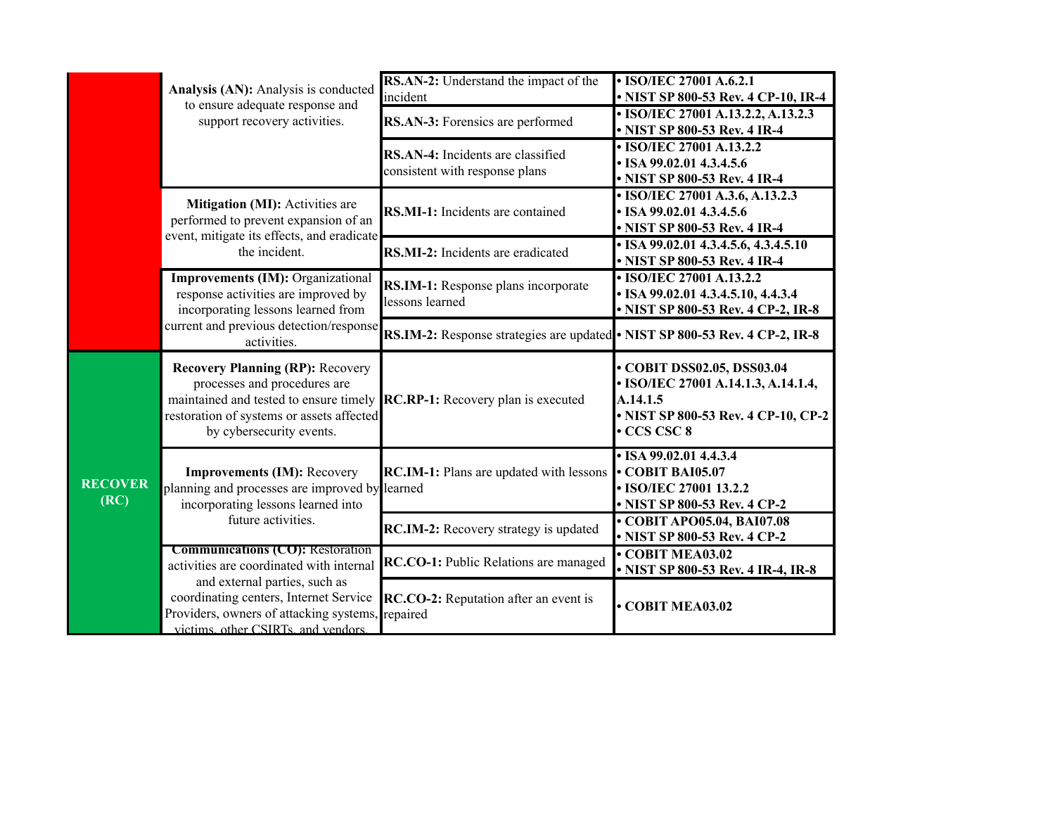| | | | |
|---|---|---|---|
| | **Analysis (AN):** Analysis is conducted to ensure adequate response and support recovery activities. | **RS.AN-2:** Understand the impact of the incident | **• ISO/IEC 27001 A.6.2.1**<br>**• NIST SP 800-53 Rev. 4 CP-10, IR-4** |
| | | **RS.AN-3:** Forensics are performed | **• ISO/IEC 27001 A.13.2.2, A.13.2.3**<br>**• NIST SP 800-53 Rev. 4 IR-4** |
| | | **RS.AN-4:** Incidents are classified consistent with response plans | **• ISO/IEC 27001 A.13.2.2**<br>**• ISA 99.02.01 4.3.4.5.6**<br>**• NIST SP 800-53 Rev. 4 IR-4** |
| | **Mitigation (MI):** Activities are performed to prevent expansion of an event, mitigate its effects, and eradicate the incident. | **RS.MI-1:** Incidents are contained | **• ISO/IEC 27001 A.3.6, A.13.2.3**<br>**• ISA 99.02.01 4.3.4.5.6**<br>**• NIST SP 800-53 Rev. 4 IR-4** |
| | | **RS.MI-2:** Incidents are eradicated | **• ISA 99.02.01 4.3.4.5.6, 4.3.4.5.10**<br>**• NIST SP 800-53 Rev. 4 IR-4** |
| | **Improvements (IM):** Organizational response activities are improved by incorporating lessons learned from current and previous detection/response activities. | **RS.IM-1:** Response plans incorporate lessons learned | **• ISO/IEC 27001 A.13.2.2**<br>**• ISA 99.02.01 4.3.4.5.10, 4.4.3.4**<br>**• NIST SP 800-53 Rev. 4 CP-2, IR-8** |
| | | **RS.IM-2:** Response strategies are updated | **• NIST SP 800-53 Rev. 4 CP-2, IR-8** |
| **RECOVER (RC)** | **Recovery Planning (RP):** Recovery processes and procedures are maintained and tested to ensure timely restoration of systems or assets affected by cybersecurity events. | **RC.RP-1:** Recovery plan is executed | **• COBIT DSS02.05, DSS03.04**<br>**• ISO/IEC 27001 A.14.1.3, A.14.1.4, A.14.1.5**<br>**• NIST SP 800-53 Rev. 4 CP-10, CP-2**<br>**• CCS CSC 8** |
| | **Improvements (IM):** Recovery planning and processes are improved by incorporating lessons learned into future activities. | **RC.IM-1:** Plans are updated with lessons learned | **• ISA 99.02.01 4.4.3.4**<br>**• COBIT BAI05.07**<br>**• ISO/IEC 27001 13.2.2**<br>**• NIST SP 800-53 Rev. 4 CP-2** |
| | | **RC.IM-2:** Recovery strategy is updated | **• COBIT APO05.04, BAI07.08**<br>**• NIST SP 800-53 Rev. 4 CP-2** |
| | **Communications (CO):** Restoration activities are coordinated with internal and external parties, such as coordinating centers, Internet Service Providers, owners of attacking systems, victims, other CSIRTs, and vendors. | **RC.CO-1:** Public Relations are managed | **• COBIT MEA03.02**<br>**• NIST SP 800-53 Rev. 4 IR-4, IR-8** |
| | | **RC.CO-2:** Reputation after an event is repaired | **• COBIT MEA03.02** |